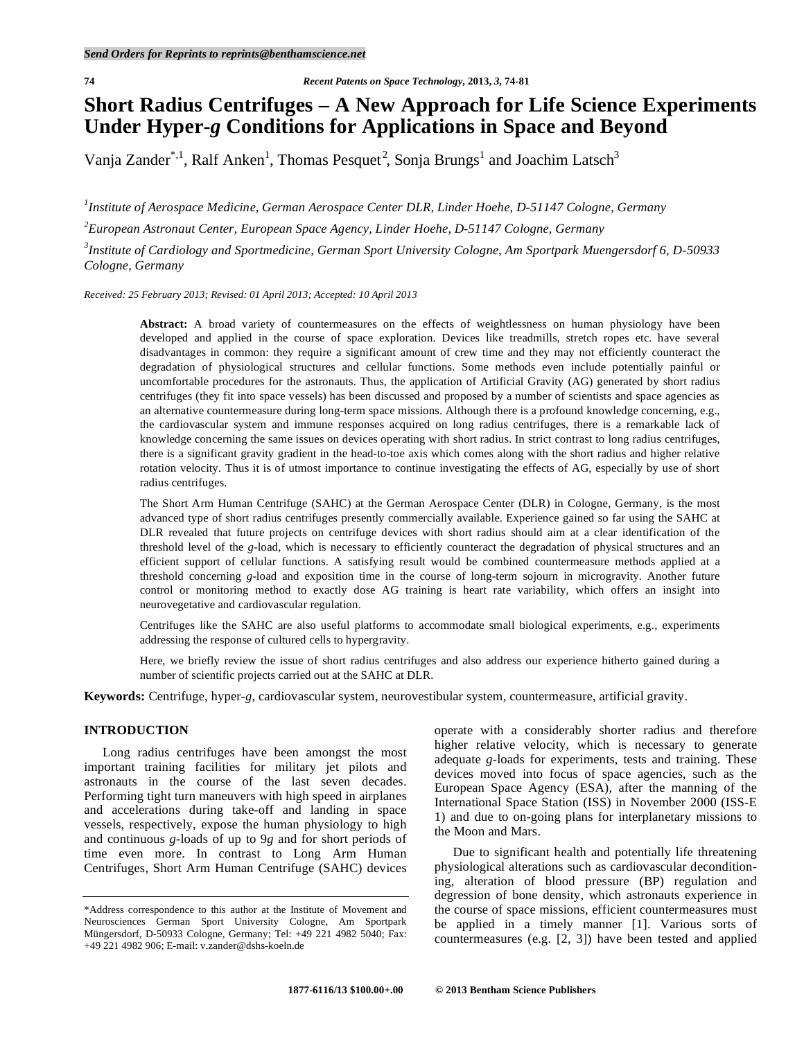# Short Radius Centrifuges – A New Approach for Life Science Experiments Under Hyper-*g* Conditions for Applications in Space and Beyond

Vanja Zander[*,1], Ralf Anken[1], Thomas Pesquet[2], Sonja Brungs[1] and Joachim Latsch[3]

[1]*Institute of Aerospace Medicine, German Aerospace Center DLR, Linder Hoehe, D-51147 Cologne, Germany*

[2]*European Astronaut Center, European Space Agency, Linder Hoehe, D-51147 Cologne, Germany*

[3]*Institute of Cardiology and Sportmedicine, German Sport University Cologne, Am Sportpark Muengersdorf 6, D-50933 Cologne, Germany*

*Received: 25 February 2013; Revised: 01 April 2013; Accepted: 10 April 2013*

**Abstract:** A broad variety of countermeasures on the effects of weightlessness on human physiology have been developed and applied in the course of space exploration. Devices like treadmills, stretch ropes etc. have several disadvantages in common: they require a significant amount of crew time and they may not efficiently counteract the degradation of physiological structures and cellular functions. Some methods even include potentially painful or uncomfortable procedures for the astronauts. Thus, the application of Artificial Gravity (AG) generated by short radius centrifuges (they fit into space vessels) has been discussed and proposed by a number of scientists and space agencies as an alternative countermeasure during long-term space missions. Although there is a profound knowledge concerning, e.g., the cardiovascular system and immune responses acquired on long radius centrifuges, there is a remarkable lack of knowledge concerning the same issues on devices operating with short radius. In strict contrast to long radius centrifuges, there is a significant gravity gradient in the head-to-toe axis which comes along with the short radius and higher relative rotation velocity. Thus it is of utmost importance to continue investigating the effects of AG, especially by use of short radius centrifuges.

The Short Arm Human Centrifuge (SAHC) at the German Aerospace Center (DLR) in Cologne, Germany, is the most advanced type of short radius centrifuges presently commercially available. Experience gained so far using the SAHC at DLR revealed that future projects on centrifuge devices with short radius should aim at a clear identification of the threshold level of the *g*-load, which is necessary to efficiently counteract the degradation of physiological structures and an efficient support of cellular functions. A satisfying result would be combined countermeasure methods applied at a threshold concerning *g*-load and exposition time in the course of long-term sojourn in microgravity. Another future control or monitoring method to exactly dose AG training is heart rate variability, which offers an insight into neurovegetative and cardiovascular regulation.

Centrifuges like the SAHC are also useful platforms to accommodate small biological experiments, e.g., experiments addressing the response of cultured cells to hypergravity.

Here, we briefly review the issue of short radius centrifuges and also address our experience hitherto gained during a number of scientific projects carried out at the SAHC at DLR.

**Keywords:** Centrifuge, hyper-*g*, cardiovascular system, neurovestibular system, countermeasure, artificial gravity.

## INTRODUCTION

Long radius centrifuges have been amongst the most important training facilities for military jet pilots and astronauts in the course of the last seven decades. Performing tight turn maneuvers with high speed in airplanes and accelerations during take-off and landing in space vessels, respectively, expose the human physiology to high and continuous *g*-loads of up to 9*g* and for short periods of time even more. In contrast to Long Arm Human Centrifuges, Short Arm Human Centrifuge (SAHC) devices operate with a considerably shorter radius and therefore higher relative velocity, which is necessary to generate adequate *g*-loads for experiments, tests and training. These devices moved into focus of space agencies, such as the European Space Agency (ESA), after the manning of the International Space Station (ISS) in November 2000 (ISS-E 1) and due to on-going plans for interplanetary missions to the Moon and Mars.

Due to significant health and potentially life threatening physiological alterations such as cardiovascular deconditioning, alteration of blood pressure (BP) regulation and degression of bone density, which astronauts experience in the course of space missions, efficient countermeasures must be applied in a timely manner [1]. Various sorts of countermeasures (e.g. [2, 3]) have been tested and applied

*Address correspondence to this author at the Institute of Movement and Neurosciences German Sport University Cologne, Am Sportpark Müngersdorf, D-50933 Cologne, Germany; Tel: +49 221 4982 5040; Fax: +49 221 4982 906; E-mail: v.zander@dshs-koeln.de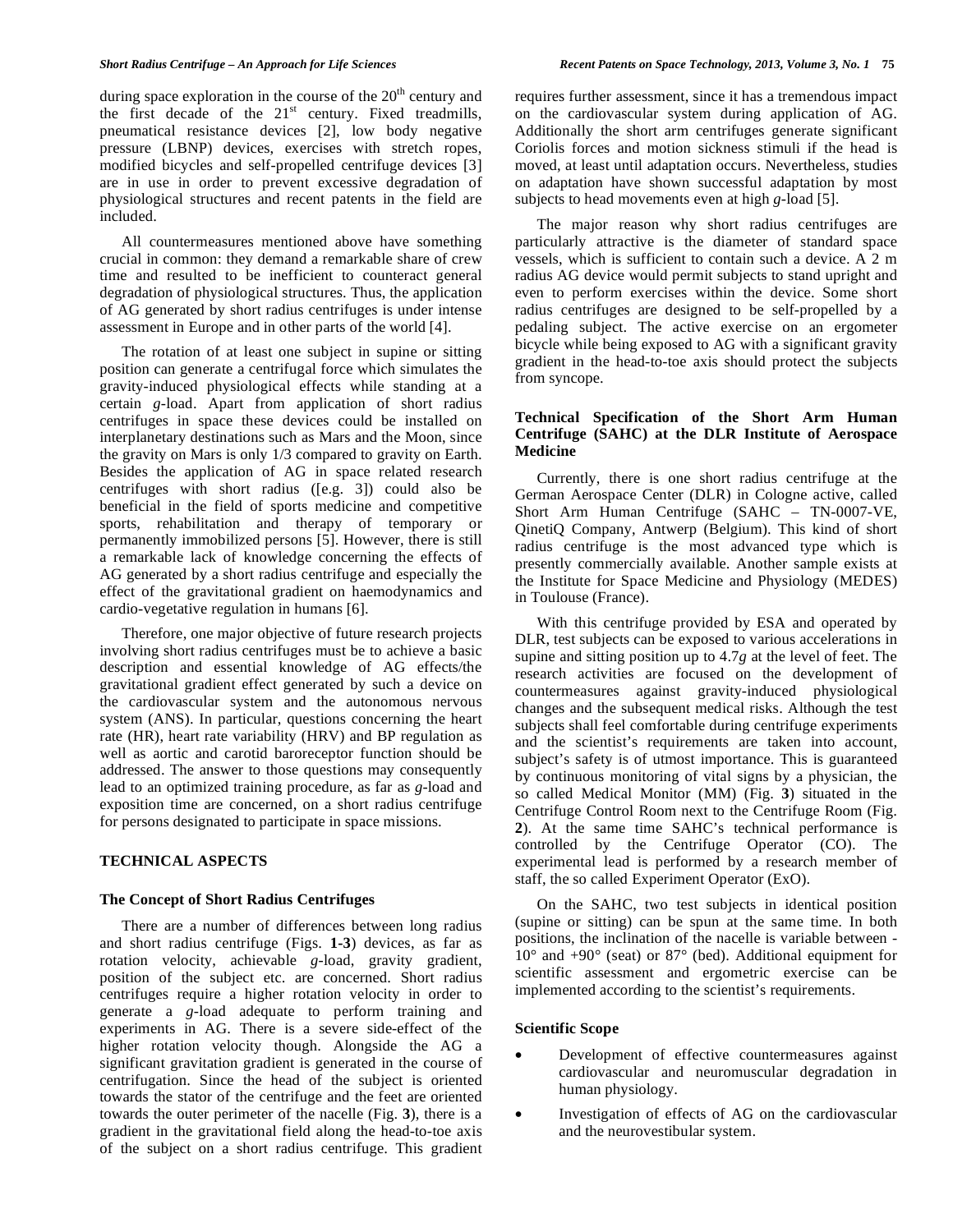during space exploration in the course of the 20th century and the first decade of the 21st century. Fixed treadmills, pneumatical resistance devices [2], low body negative pressure (LBNP) devices, exercises with stretch ropes, modified bicycles and self-propelled centrifuge devices [3] are in use in order to prevent excessive degradation of physiological structures and recent patents in the field are included.

All countermeasures mentioned above have something crucial in common: they demand a remarkable share of crew time and resulted to be inefficient to counteract general degradation of physiological structures. Thus, the application of AG generated by short radius centrifuges is under intense assessment in Europe and in other parts of the world [4].

The rotation of at least one subject in supine or sitting position can generate a centrifugal force which simulates the gravity-induced physiological effects while standing at a certain *g*-load. Apart from application of short radius centrifuges in space these devices could be installed on interplanetary destinations such as Mars and the Moon, since the gravity on Mars is only 1/3 compared to gravity on Earth. Besides the application of AG in space related research centrifuges with short radius ([e.g. 3]) could also be beneficial in the field of sports medicine and competitive sports, rehabilitation and therapy of temporary or permanently immobilized persons [5]. However, there is still a remarkable lack of knowledge concerning the effects of AG generated by a short radius centrifuge and especially the effect of the gravitational gradient on haemodynamics and cardio-vegetative regulation in humans [6].

Therefore, one major objective of future research projects involving short radius centrifuges must be to achieve a basic description and essential knowledge of AG effects/the gravitational gradient effect generated by such a device on the cardiovascular system and the autonomous nervous system (ANS). In particular, questions concerning the heart rate (HR), heart rate variability (HRV) and BP regulation as well as aortic and carotid baroreceptor function should be addressed. The answer to those questions may consequently lead to an optimized training procedure, as far as *g*-load and exposition time are concerned, on a short radius centrifuge for persons designated to participate in space missions.

## TECHNICAL ASPECTS

### The Concept of Short Radius Centrifuges

There are a number of differences between long radius and short radius centrifuge (Figs. **1-3**) devices, as far as rotation velocity, achievable *g*-load, gravity gradient, position of the subject etc. are concerned. Short radius centrifuges require a higher rotation velocity in order to generate a *g*-load adequate to perform training and experiments in AG. There is a severe side-effect of the higher rotation velocity though. Alongside the AG a significant gravitation gradient is generated in the course of centrifugation. Since the head of the subject is oriented towards the stator of the centrifuge and the feet are oriented towards the outer perimeter of the nacelle (Fig. **3**), there is a gradient in the gravitational field along the head-to-toe axis of the subject on a short radius centrifuge. This gradient requires further assessment, since it has a tremendous impact on the cardiovascular system during application of AG. Additionally the short arm centrifuges generate significant Coriolis forces and motion sickness stimuli if the head is moved, at least until adaptation occurs. Nevertheless, studies on adaptation have shown successful adaptation by most subjects to head movements even at high *g*-load [5].

The major reason why short radius centrifuges are particularly attractive is the diameter of standard space vessels, which is sufficient to contain such a device. A 2 m radius AG device would permit subjects to stand upright and even to perform exercises within the device. Some short radius centrifuges are designed to be self-propelled by a pedaling subject. The active exercise on an ergometer bicycle while being exposed to AG with a significant gravity gradient in the head-to-toe axis should protect the subjects from syncope.

### Technical Specification of the Short Arm Human Centrifuge (SAHC) at the DLR Institute of Aerospace Medicine

Currently, there is one short radius centrifuge at the German Aerospace Center (DLR) in Cologne active, called Short Arm Human Centrifuge (SAHC – TN-0007-VE, QinetiQ Company, Antwerp (Belgium). This kind of short radius centrifuge is the most advanced type which is presently commercially available. Another sample exists at the Institute for Space Medicine and Physiology (MEDES) in Toulouse (France).

With this centrifuge provided by ESA and operated by DLR, test subjects can be exposed to various accelerations in supine and sitting position up to 4.7*g* at the level of feet. The research activities are focused on the development of countermeasures against gravity-induced physiological changes and the subsequent medical risks. Although the test subjects shall feel comfortable during centrifuge experiments and the scientist's requirements are taken into account, subject's safety is of utmost importance. This is guaranteed by continuous monitoring of vital signs by a physician, the so called Medical Monitor (MM) (Fig. **3**) situated in the Centrifuge Control Room next to the Centrifuge Room (Fig. **2**). At the same time SAHC's technical performance is controlled by the Centrifuge Operator (CO). The experimental lead is performed by a research member of staff, the so called Experiment Operator (ExO).

On the SAHC, two test subjects in identical position (supine or sitting) can be spun at the same time. In both positions, the inclination of the nacelle is variable between -10° and +90° (seat) or 87° (bed). Additional equipment for scientific assessment and ergometric exercise can be implemented according to the scientist's requirements.

### Scientific Scope

- Development of effective countermeasures against cardiovascular and neuromuscular degradation in human physiology.
- Investigation of effects of AG on the cardiovascular and the neurovestibular system.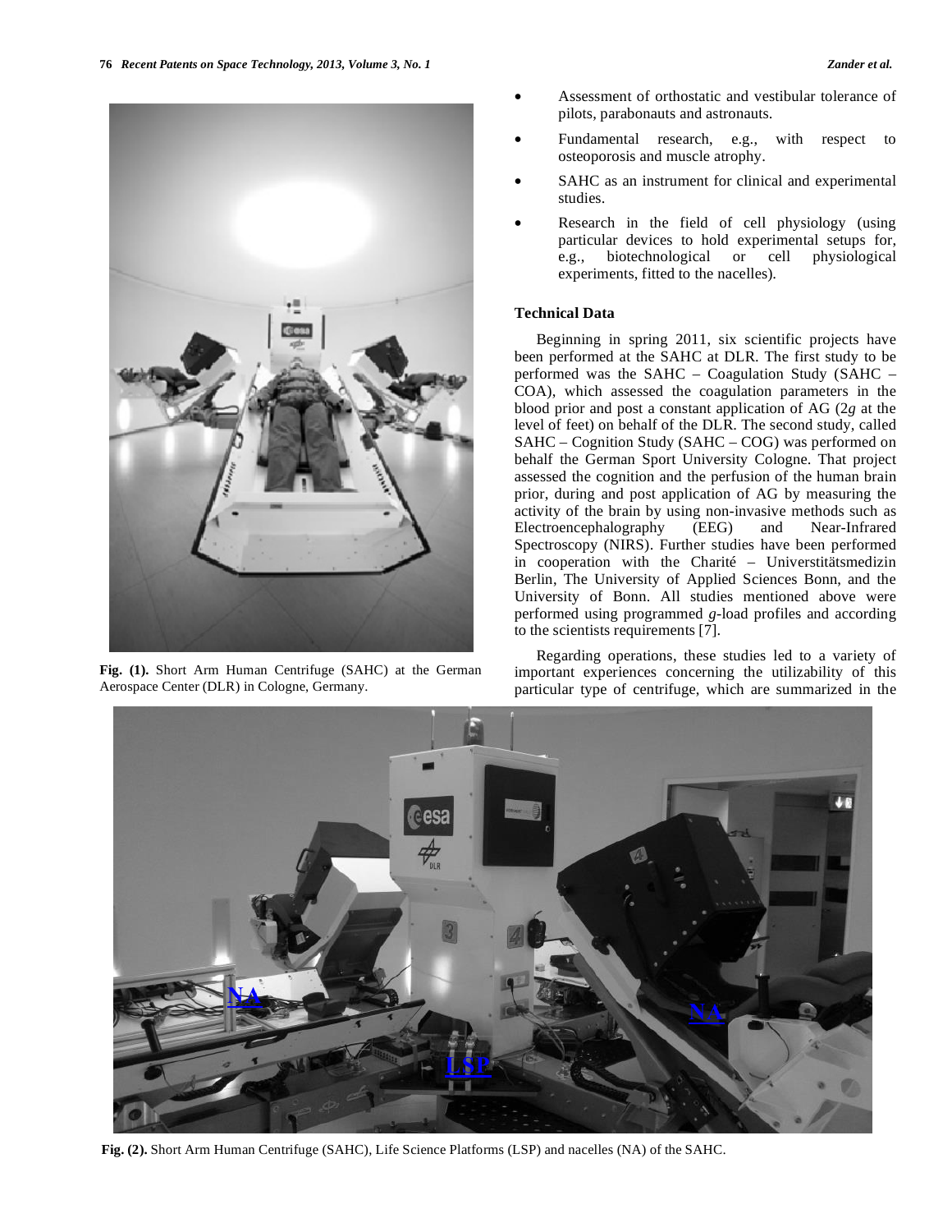Fig. (1). Short Arm Human Centrifuge (SAHC) at the German Aerospace Center (DLR) in Cologne, Germany.

- Assessment of orthostatic and vestibular tolerance of pilots, parabonauts and astronauts.
- Fundamental research, e.g., with respect to osteoporosis and muscle atrophy.
- SAHC as an instrument for clinical and experimental studies.
- Research in the field of cell physiology (using particular devices to hold experimental setups for, e.g., biotechnological or cell physiological experiments, fitted to the nacelles).

### Technical Data

Beginning in spring 2011, six scientific projects have been performed at the SAHC at DLR. The first study to be performed was the SAHC – Coagulation Study (SAHC – COA), which assessed the coagulation parameters in the blood prior and post a constant application of AG (2*g* at the level of feet) on behalf of the DLR. The second study, called SAHC – Cognition Study (SAHC – COG) was performed on behalf the German Sport University Cologne. That project assessed the cognition and the perfusion of the human brain prior, during and post application of AG by measuring the activity of the brain by using non-invasive methods such as Electroencephalography (EEG) and Near-Infrared Spectroscopy (NIRS). Further studies have been performed in cooperation with the Charité – Universtitätsmedizin Berlin, The University of Applied Sciences Bonn, and the University of Bonn. All studies mentioned above were performed using programmed *g*-load profiles and according to the scientists requirements [7].

Regarding operations, these studies led to a variety of important experiences concerning the utilizability of this particular type of centrifuge, which are summarized in the

Fig. (2). Short Arm Human Centrifuge (SAHC), Life Science Platforms (LSP) and nacelles (NA) of the SAHC.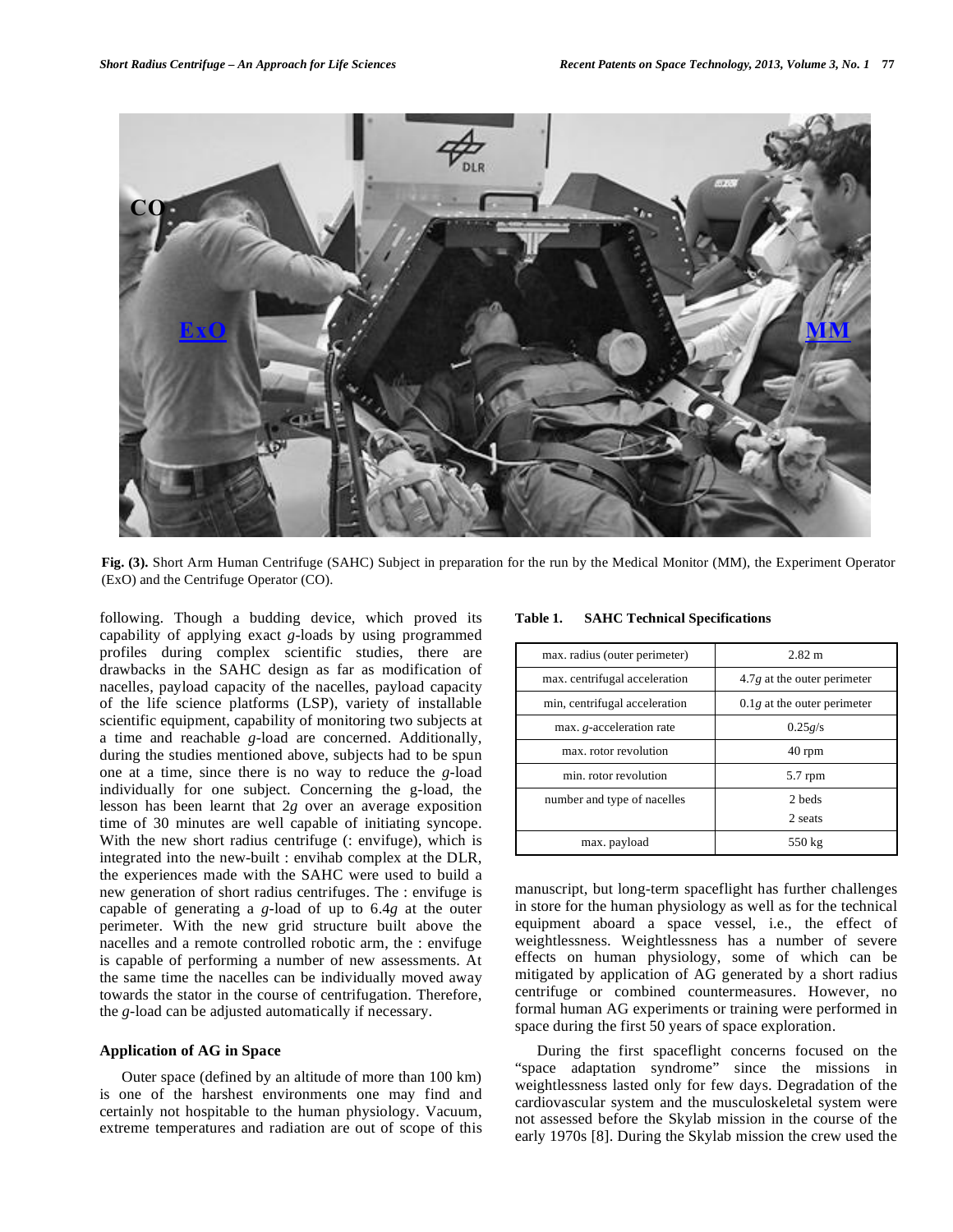**Fig. (3).** Short Arm Human Centrifuge (SAHC) Subject in preparation for the run by the Medical Monitor (MM), the Experiment Operator (ExO) and the Centrifuge Operator (CO).

following. Though a budding device, which proved its capability of applying exact *g*-loads by using programmed profiles during complex scientific studies, there are drawbacks in the SAHC design as far as modification of nacelles, payload capacity of the nacelles, payload capacity of the life science platforms (LSP), variety of installable scientific equipment, capability of monitoring two subjects at a time and reachable *g*-load are concerned. Additionally, during the studies mentioned above, subjects had to be spun one at a time, since there is no way to reduce the *g*-load individually for one subject. Concerning the g-load, the lesson has been learnt that 2*g* over an average exposition time of 30 minutes are well capable of initiating syncope. With the new short radius centrifuge (: envifuge), which is integrated into the new-built : envihab complex at the DLR, the experiences made with the SAHC were used to build a new generation of short radius centrifuges. The : envifuge is capable of generating a *g*-load of up to 6.4*g* at the outer perimeter. With the new grid structure built above the nacelles and a remote controlled robotic arm, the : envifuge is capable of performing a number of new assessments. At the same time the nacelles can be individually moved away towards the stator in the course of centrifugation. Therefore, the *g*-load can be adjusted automatically if necessary.

**Table 1. SAHC Technical Specifications**

| | |
|---|---|
| max. radius (outer perimeter) | 2.82 m |
| max. centrifugal acceleration | 4.7*g* at the outer perimeter |
| min, centrifugal acceleration | 0.1*g* at the outer perimeter |
| max. *g*-acceleration rate | 0.25*g*/s |
| max. rotor revolution | 40 rpm |
| min. rotor revolution | 5.7 rpm |
| number and type of nacelles | 2 beds<br>2 seats |
| max. payload | 550 kg |

## Application of AG in Space

Outer space (defined by an altitude of more than 100 km) is one of the harshest environments one may find and certainly not hospitable to the human physiology. Vacuum, extreme temperatures and radiation are out of scope of this manuscript, but long-term spaceflight has further challenges in store for the human physiology as well as for the technical equipment aboard a space vessel, i.e., the effect of weightlessness. Weightlessness has a number of severe effects on human physiology, some of which can be mitigated by application of AG generated by a short radius centrifuge or combined countermeasures. However, no formal human AG experiments or training were performed in space during the first 50 years of space exploration.

During the first spaceflight concerns focused on the "space adaptation syndrome" since the missions in weightlessness lasted only for few days. Degradation of the cardiovascular system and the musculoskeletal system were not assessed before the Skylab mission in the course of the early 1970s [8]. During the Skylab mission the crew used the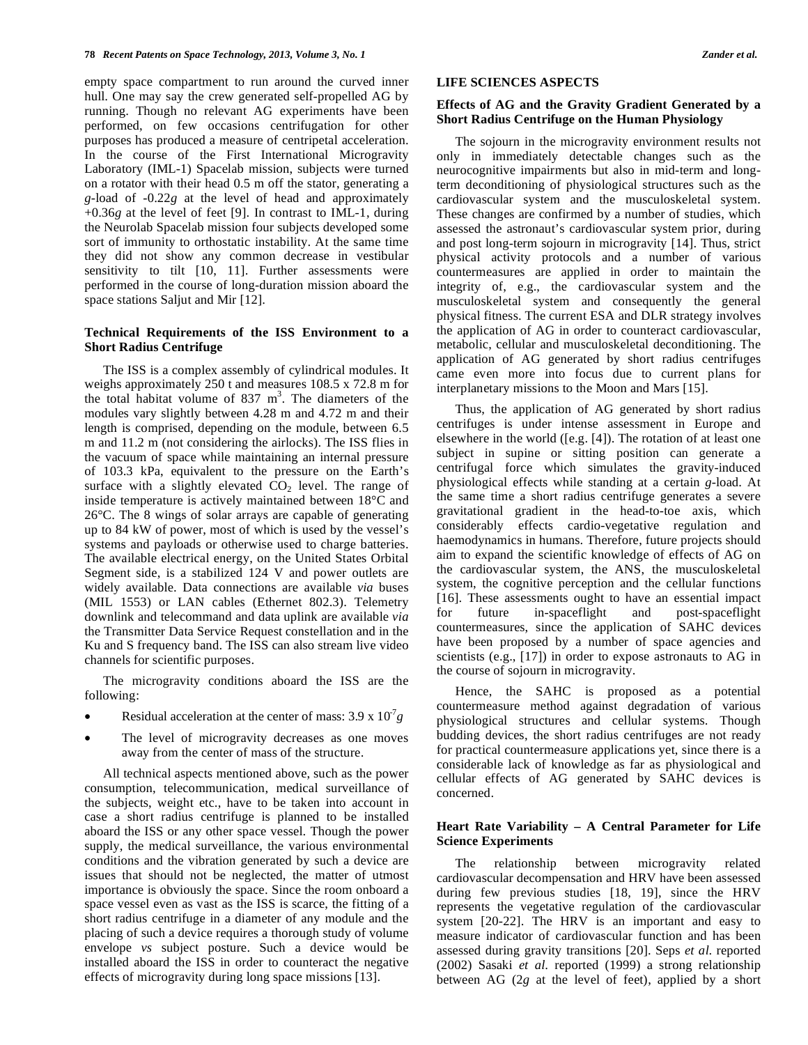empty space compartment to run around the curved inner hull. One may say the crew generated self-propelled AG by running. Though no relevant AG experiments have been performed, on few occasions centrifugation for other purposes has produced a measure of centripetal acceleration. In the course of the First International Microgravity Laboratory (IML-1) Spacelab mission, subjects were turned on a rotator with their head 0.5 m off the stator, generating a *g*-load of -0.22*g* at the level of head and approximately +0.36*g* at the level of feet [9]. In contrast to IML-1, during the Neurolab Spacelab mission four subjects developed some sort of immunity to orthostatic instability. At the same time they did not show any common decrease in vestibular sensitivity to tilt [10, 11]. Further assessments were performed in the course of long-duration mission aboard the space stations Saljut and Mir [12].

### Technical Requirements of the ISS Environment to a Short Radius Centrifuge

The ISS is a complex assembly of cylindrical modules. It weighs approximately 250 t and measures 108.5 x 72.8 m for the total habitat volume of 837 $m^3$. The diameters of the modules vary slightly between 4.28 m and 4.72 m and their length is comprised, depending on the module, between 6.5 m and 11.2 m (not considering the airlocks). The ISS flies in the vacuum of space while maintaining an internal pressure of 103.3 kPa, equivalent to the pressure on the Earth's surface with a slightly elevated $CO_2$ level. The range of inside temperature is actively maintained between 18°C and 26°C. The 8 wings of solar arrays are capable of generating up to 84 kW of power, most of which is used by the vessel's systems and payloads or otherwise used to charge batteries. The available electrical energy, on the United States Orbital Segment side, is a stabilized 124 V and power outlets are widely available. Data connections are available *via* buses (MIL 1553) or LAN cables (Ethernet 802.3). Telemetry downlink and telecommand and data uplink are available *via* the Transmitter Data Service Request constellation and in the Ku and S frequency band. The ISS can also stream live video channels for scientific purposes.

The microgravity conditions aboard the ISS are the following:

- Residual acceleration at the center of mass: 3.9 x $10^{-7}g$
- The level of microgravity decreases as one moves away from the center of mass of the structure.

All technical aspects mentioned above, such as the power consumption, telecommunication, medical surveillance of the subjects, weight etc., have to be taken into account in case a short radius centrifuge is planned to be installed aboard the ISS or any other space vessel. Though the power supply, the medical surveillance, the various environmental conditions and the vibration generated by such a device are issues that should not be neglected, the matter of utmost importance is obviously the space. Since the room onboard a space vessel even as vast as the ISS is scarce, the fitting of a short radius centrifuge in a diameter of any module and the placing of such a device requires a thorough study of volume envelope *vs* subject posture. Such a device would be installed aboard the ISS in order to counteract the negative effects of microgravity during long space missions [13].

## LIFE SCIENCES ASPECTS

### Effects of AG and the Gravity Gradient Generated by a Short Radius Centrifuge on the Human Physiology

The sojourn in the microgravity environment results not only in immediately detectable changes such as the neurocognitive impairments but also in mid-term and long-term deconditioning of physiological structures such as the cardiovascular system and the musculoskeletal system. These changes are confirmed by a number of studies, which assessed the astronaut's cardiovascular system prior, during and post long-term sojourn in microgravity [14]. Thus, strict physical activity protocols and a number of various countermeasures are applied in order to maintain the integrity of, e.g., the cardiovascular system and the musculoskeletal system and consequently the general physical fitness. The current ESA and DLR strategy involves the application of AG in order to counteract cardiovascular, metabolic, cellular and musculoskeletal deconditioning. The application of AG generated by short radius centrifuges came even more into focus due to current plans for interplanetary missions to the Moon and Mars [15].

Thus, the application of AG generated by short radius centrifuges is under intense assessment in Europe and elsewhere in the world ([e.g. [4]). The rotation of at least one subject in supine or sitting position can generate a centrifugal force which simulates the gravity-induced physiological effects while standing at a certain *g*-load. At the same time a short radius centrifuge generates a severe gravitational gradient in the head-to-toe axis, which considerably effects cardio-vegetative regulation and haemodynamics in humans. Therefore, future projects should aim to expand the scientific knowledge of effects of AG on the cardiovascular system, the ANS, the musculoskeletal system, the cognitive perception and the cellular functions [16]. These assessments ought to have an essential impact for future in-spaceflight and post-spaceflight countermeasures, since the application of SAHC devices have been proposed by a number of space agencies and scientists (e.g., [17]) in order to expose astronauts to AG in the course of sojourn in microgravity.

Hence, the SAHC is proposed as a potential countermeasure method against degradation of various physiological structures and cellular systems. Though budding devices, the short radius centrifuges are not ready for practical countermeasure applications yet, since there is a considerable lack of knowledge as far as physiological and cellular effects of AG generated by SAHC devices is concerned.

### Heart Rate Variability – A Central Parameter for Life Science Experiments

The relationship between microgravity related cardiovascular decompensation and HRV have been assessed during few previous studies [18, 19], since the HRV represents the vegetative regulation of the cardiovascular system [20-22]. The HRV is an important and easy to measure indicator of cardiovascular function and has been assessed during gravity transitions [20]. Seps *et al.* reported (2002) Sasaki *et al.* reported (1999) a strong relationship between AG (2*g* at the level of feet), applied by a short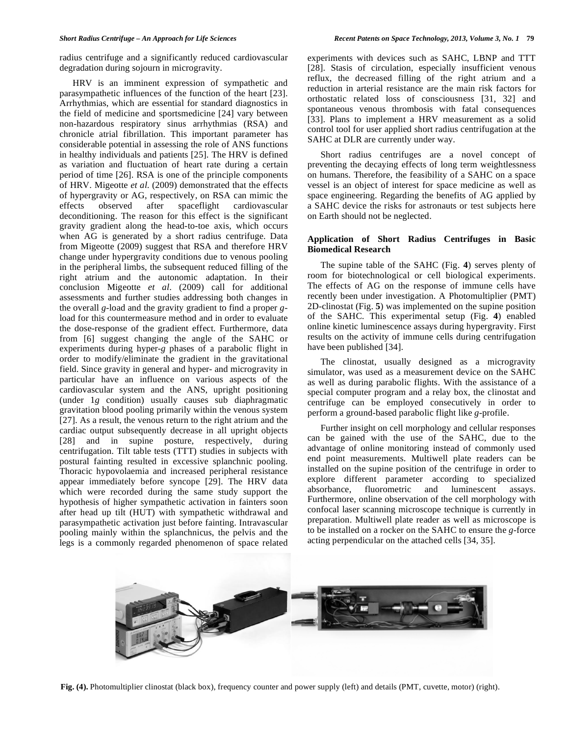radius centrifuge and a significantly reduced cardiovascular degradation during sojourn in microgravity.

HRV is an imminent expression of sympathetic and parasympathetic influences of the function of the heart [23]. Arrhythmias, which are essential for standard diagnostics in the field of medicine and sportsmedicine [24] vary between non-hazardous respiratory sinus arrhythmias (RSA) and chronicle atrial fibrillation. This important parameter has considerable potential in assessing the role of ANS functions in healthy individuals and patients [25]. The HRV is defined as variation and fluctuation of heart rate during a certain period of time [26]. RSA is one of the principle components of HRV. Migeotte *et al.* (2009) demonstrated that the effects of hypergravity or AG, respectively, on RSA can mimic the effects observed after spaceflight cardiovascular deconditioning. The reason for this effect is the significant gravity gradient along the head-to-toe axis, which occurs when AG is generated by a short radius centrifuge. Data from Migeotte (2009) suggest that RSA and therefore HRV change under hypergravity conditions due to venous pooling in the peripheral limbs, the subsequent reduced filling of the right atrium and the autonomic adaptation. In their conclusion Migeotte *et al*. (2009) call for additional assessments and further studies addressing both changes in the overall *g*-load and the gravity gradient to find a proper *g*-load for this countermeasure method and in order to evaluate the dose-response of the gradient effect. Furthermore, data from [6] suggest changing the angle of the SAHC or experiments during hyper-*g* phases of a parabolic flight in order to modify/eliminate the gradient in the gravitational field. Since gravity in general and hyper- and microgravity in particular have an influence on various aspects of the cardiovascular system and the ANS, upright positioning (under 1*g* condition) usually causes sub diaphragmatic gravitation blood pooling primarily within the venous system [27]. As a result, the venous return to the right atrium and the cardiac output subsequently decrease in all upright objects [28] and in supine posture, respectively, during centrifugation. Tilt table tests (TTT) studies in subjects with postural fainting resulted in excessive splanchnic pooling. Thoracic hypovolaemia and increased peripheral resistance appear immediately before syncope [29]. The HRV data which were recorded during the same study support the hypothesis of higher sympathetic activation in fainters soon after head up tilt (HUT) with sympathetic withdrawal and parasympathetic activation just before fainting. Intravascular pooling mainly within the splanchnicus, the pelvis and the legs is a commonly regarded phenomenon of space related experiments with devices such as SAHC, LBNP and TTT [28]. Stasis of circulation, especially insufficient venous reflux, the decreased filling of the right atrium and a reduction in arterial resistance are the main risk factors for orthostatic related loss of consciousness [31, 32] and spontaneous venous thrombosis with fatal consequences [33]. Plans to implement a HRV measurement as a solid control tool for user applied short radius centrifugation at the SAHC at DLR are currently under way.

Short radius centrifuges are a novel concept of preventing the decaying effects of long term weightlessness on humans. Therefore, the feasibility of a SAHC on a space vessel is an object of interest for space medicine as well as space engineering. Regarding the benefits of AG applied by a SAHC device the risks for astronauts or test subjects here on Earth should not be neglected.

## Application of Short Radius Centrifuges in Basic Biomedical Research

The supine table of the SAHC (Fig. **4**) serves plenty of room for biotechnological or cell biological experiments. The effects of AG on the response of immune cells have recently been under investigation. A Photomultiplier (PMT) 2D-clinostat (Fig. **5**) was implemented on the supine position of the SAHC. This experimental setup (Fig. **4**) enabled online kinetic luminescence assays during hypergravity. First results on the activity of immune cells during centrifugation have been published [34].

The clinostat, usually designed as a microgravity simulator, was used as a measurement device on the SAHC as well as during parabolic flights. With the assistance of a special computer program and a relay box, the clinostat and centrifuge can be employed consecutively in order to perform a ground-based parabolic flight like *g*-profile.

Further insight on cell morphology and cellular responses can be gained with the use of the SAHC, due to the advantage of online monitoring instead of commonly used end point measurements. Multiwell plate readers can be installed on the supine position of the centrifuge in order to explore different parameter according to specialized absorbance, fluorometric and luminescent assays. Furthermore, online observation of the cell morphology with confocal laser scanning microscope technique is currently in preparation. Multiwell plate reader as well as microscope is to be installed on a rocker on the SAHC to ensure the *g*-force acting perpendicular on the attached cells [34, 35].

**Fig. (4).** Photomultiplier clinostat (black box), frequency counter and power supply (left) and details (PMT, cuvette, motor) (right).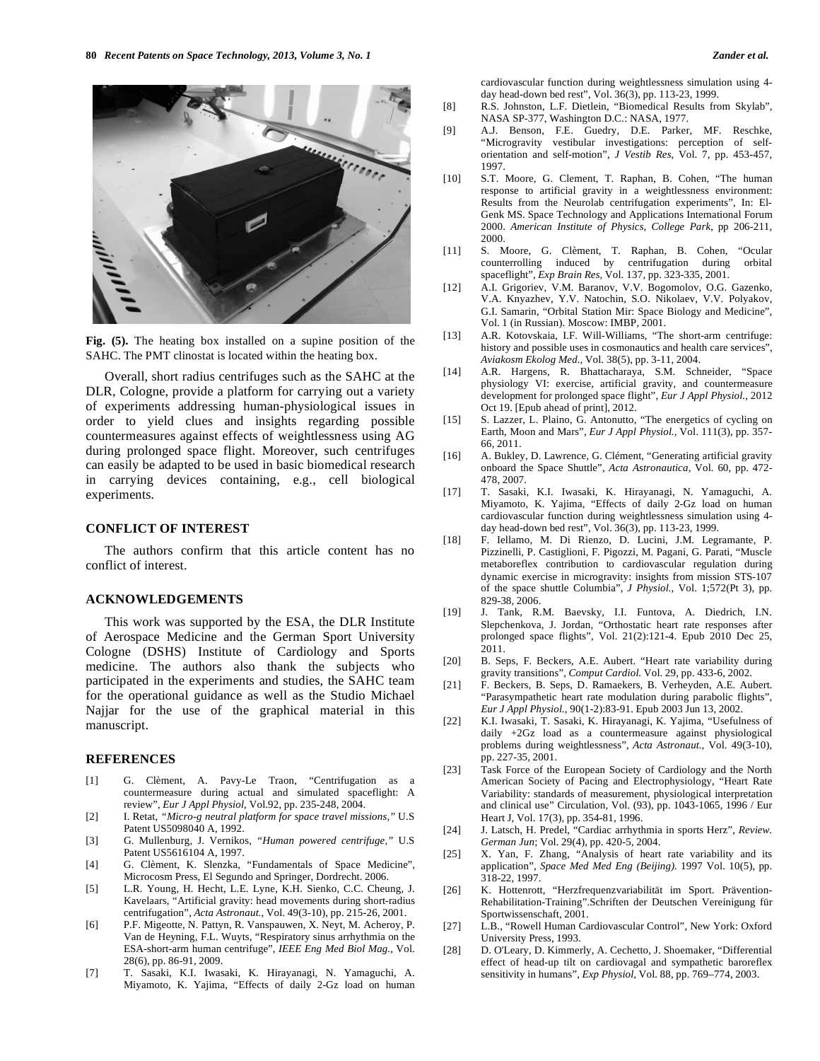Fig. (5). The heating box installed on a supine position of the SAHC. The PMT clinostat is located within the heating box.

Overall, short radius centrifuges such as the SAHC at the DLR, Cologne, provide a platform for carrying out a variety of experiments addressing human-physiological issues in order to yield clues and insights regarding possible countermeasures against effects of weightlessness using AG during prolonged space flight. Moreover, such centrifuges can easily be adapted to be used in basic biomedical research in carrying devices containing, e.g., cell biological experiments.

## CONFLICT OF INTEREST

The authors confirm that this article content has no conflict of interest.

## ACKNOWLEDGEMENTS

This work was supported by the ESA, the DLR Institute of Aerospace Medicine and the German Sport University Cologne (DSHS) Institute of Cardiology and Sports medicine. The authors also thank the subjects who participated in the experiments and studies, the SAHC team for the operational guidance as well as the Studio Michael Najjar for the use of the graphical material in this manuscript.

## REFERENCES

[1] G. Clèment, A. Pavy-Le Traon, "Centrifugation as a countermeasure during actual and simulated spaceflight: A review", *Eur J Appl Physiol*, Vol.92, pp. 235-248, 2004.

[2] I. Retat, *"Micro-g neutral platform for space travel missions,"* U.S Patent US5098040 A, 1992.

[3] G. Mullenburg, J. Vernikos, *"Human powered centrifuge,"* U.S Patent US5616104 A, 1997.

[4] G. Clèment, K. Slenzka, "Fundamentals of Space Medicine", Microcosm Press, El Segundo and Springer, Dordrecht. 2006.

[5] L.R. Young, H. Hecht, L.E. Lyne, K.H. Sienko, C.C. Cheung, J. Kavelaars, "Artificial gravity: head movements during short-radius centrifugation", *Acta Astronaut.*, Vol. 49(3-10), pp. 215-226, 2001.

[6] P.F. Migeotte, N. Pattyn, R. Vanspauwen, X. Neyt, M. Acheroy, P. Van de Heyning, F.L. Wuyts, "Respiratory sinus arrhythmia on the ESA-short-arm human centrifuge", *IEEE Eng Med Biol Mag.*, Vol. 28(6), pp. 86-91, 2009.

[7] T. Sasaki, K.I. Iwasaki, K. Hirayanagi, N. Yamaguchi, A. Miyamoto, K. Yajima, "Effects of daily 2-Gz load on human cardiovascular function during weightlessness simulation using 4-day head-down bed rest", Vol. 36(3), pp. 113-23, 1999.

[8] R.S. Johnston, L.F. Dietlein, "Biomedical Results from Skylab", NASA SP-377, Washington D.C.: NASA, 1977.

[9] A.J. Benson, F.E. Guedry, D.E. Parker, MF. Reschke, "Microgravity vestibular investigations: perception of self-orientation and self-motion", *J Vestib Res*, Vol. 7, pp. 453-457, 1997.

[10] S.T. Moore, G. Clement, T. Raphan, B. Cohen, "The human response to artificial gravity in a weightlessness environment: Results from the Neurolab centrifugation experiments", In: El-Genk MS. Space Technology and Applications International Forum 2000. *American Institute of Physics, College Park*, pp 206-211, 2000.

[11] S. Moore, G. Clèment, T. Raphan, B. Cohen, "Ocular counterrolling induced by centrifugation during orbital spaceflight", *Exp Brain Res*, Vol. 137, pp. 323-335, 2001.

[12] A.I. Grigoriev, V.M. Baranov, V.V. Bogomolov, O.G. Gazenko, V.A. Knyazhev, Y.V. Natochin, S.O. Nikolaev, V.V. Polyakov, G.I. Samarin, "Orbital Station Mir: Space Biology and Medicine", Vol. 1 (in Russian). Moscow: IMBP, 2001.

[13] A.R. Kotovskaia, I.F. Will-Williams, "The short-arm centrifuge: history and possible uses in cosmonautics and health care services", *Aviakosm Ekolog Med.*, Vol. 38(5), pp. 3-11, 2004.

[14] A.R. Hargens, R. Bhattacharaya, S.M. Schneider, "Space physiology VI: exercise, artificial gravity, and countermeasure development for prolonged space flight", *Eur J Appl Physiol.*, 2012 Oct 19. [Epub ahead of print], 2012.

[15] S. Lazzer, L. Plaino, G. Antonutto, "The energetics of cycling on Earth, Moon and Mars", *Eur J Appl Physiol.*, Vol. 111(3), pp. 357-66, 2011.

[16] A. Bukley, D. Lawrence, G. Clément, "Generating artificial gravity onboard the Space Shuttle", *Acta Astronautica*, Vol. 60, pp. 472-478, 2007.

[17] T. Sasaki, K.I. Iwasaki, K. Hirayanagi, N. Yamaguchi, A. Miyamoto, K. Yajima, "Effects of daily 2-Gz load on human cardiovascular function during weightlessness simulation using 4-day head-down bed rest", Vol. 36(3), pp. 113-23, 1999.

[18] F. Iellamo, M. Di Rienzo, D. Lucini, J.M. Legramante, P. Pizzinelli, P. Castiglioni, F. Pigozzi, M. Pagani, G. Parati, "Muscle metaboreflex contribution to cardiovascular regulation during dynamic exercise in microgravity: insights from mission STS-107 of the space shuttle Columbia", *J Physiol.*, Vol. 1;572(Pt 3), pp. 829-38, 2006.

[19] J. Tank, R.M. Baevsky, I.I. Funtova, A. Diedrich, I.N. Slepchenkova, J. Jordan, "Orthostatic heart rate responses after prolonged space flights", Vol. 21(2):121-4. Epub 2010 Dec 25, 2011.

[20] B. Seps, F. Beckers, A.E. Aubert. "Heart rate variability during gravity transitions", *Comput Cardiol.* Vol. 29, pp. 433-6, 2002.

[21] F. Beckers, B. Seps, D. Ramaekers, B. Verheyden, A.E. Aubert. "Parasympathetic heart rate modulation during parabolic flights", *Eur J Appl Physiol.*, 90(1-2):83-91. Epub 2003 Jun 13, 2002.

[22] K.I. Iwasaki, T. Sasaki, K. Hirayanagi, K. Yajima, "Usefulness of daily +2Gz load as a countermeasure against physiological problems during weightlessness", *Acta Astronaut.*, Vol. 49(3-10), pp. 227-35, 2001.

[23] Task Force of the European Society of Cardiology and the North American Society of Pacing and Electrophysiology, "Heart Rate Variability: standards of measurement, physiological interpretation and clinical use" Circulation, Vol. (93), pp. 1043-1065, 1996 / Eur Heart J, Vol. 17(3), pp. 354-81, 1996.

[24] J. Latsch, H. Predel, "Cardiac arrhythmia in sports Herz", *Review. German Jun*; Vol. 29(4), pp. 420-5, 2004.

[25] X. Yan, F. Zhang, "Analysis of heart rate variability and its application", *Space Med Med Eng (Beijing).* 1997 Vol. 10(5), pp. 318-22, 1997.

[26] K. Hottenrott, "Herzfrequenzvariabilität im Sport. Prävention-Rehabilitation-Training".Schriften der Deutschen Vereinigung für Sportwissenschaft, 2001.

[27] L.B., "Rowell Human Cardiovascular Control", New York: Oxford University Press, 1993.

[28] D. O'Leary, D. Kimmerly, A. Cechetto, J. Shoemaker, "Differential effect of head-up tilt on cardiovagal and sympathetic baroreflex sensitivity in humans", *Exp Physiol*, Vol. 88, pp. 769–774, 2003.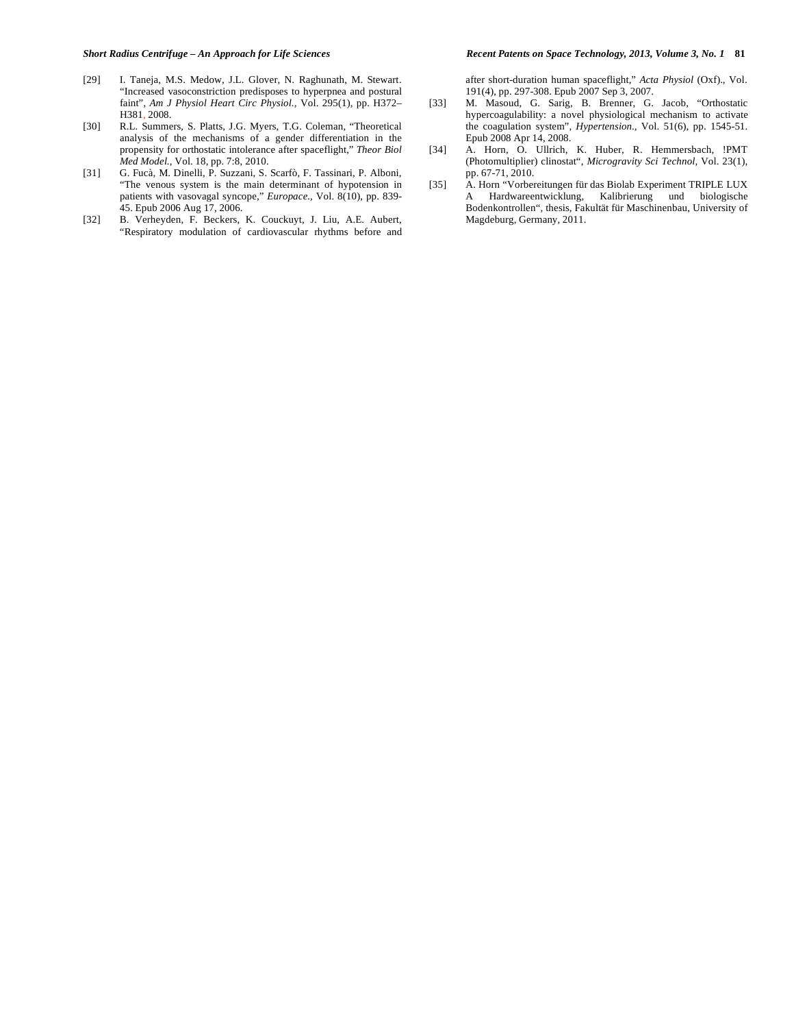[29] I. Taneja, M.S. Medow, J.L. Glover, N. Raghunath, M. Stewart. "Increased vasoconstriction predisposes to hyperpnea and postural faint", *Am J Physiol Heart Circ Physiol.*, Vol. 295(1), pp. H372–H381, 2008.

[30] R.L. Summers, S. Platts, J.G. Myers, T.G. Coleman, "Theoretical analysis of the mechanisms of a gender differentiation in the propensity for orthostatic intolerance after spaceflight," *Theor Biol Med Model.*, Vol. 18, pp. 7:8, 2010.

[31] G. Fucà, M. Dinelli, P. Suzzani, S. Scarfò, F. Tassinari, P. Alboni, "The venous system is the main determinant of hypotension in patients with vasovagal syncope," *Europace.*, Vol. 8(10), pp. 839-45. Epub 2006 Aug 17, 2006.

[32] B. Verheyden, F. Beckers, K. Couckuyt, J. Liu, A.E. Aubert, "Respiratory modulation of cardiovascular rhythms before and after short-duration human spaceflight," *Acta Physiol* (Oxf)., Vol. 191(4), pp. 297-308. Epub 2007 Sep 3, 2007.

[33] M. Masoud, G. Sarig, B. Brenner, G. Jacob, "Orthostatic hypercoagulability: a novel physiological mechanism to activate the coagulation system", *Hypertension.*, Vol. 51(6), pp. 1545-51. Epub 2008 Apr 14, 2008.

[34] A. Horn, O. Ullrich, K. Huber, R. Hemmersbach, !PMT (Photomultiplier) clinostat", *Microgravity Sci Technol*, Vol. 23(1), pp. 67-71, 2010.

[35] A. Horn "Vorbereitungen für das Biolab Experiment TRIPLE LUX A Hardwareentwicklung, Kalibrierung und biologische Bodenkontrollen", thesis, Fakultät für Maschinenbau, University of Magdeburg, Germany, 2011.